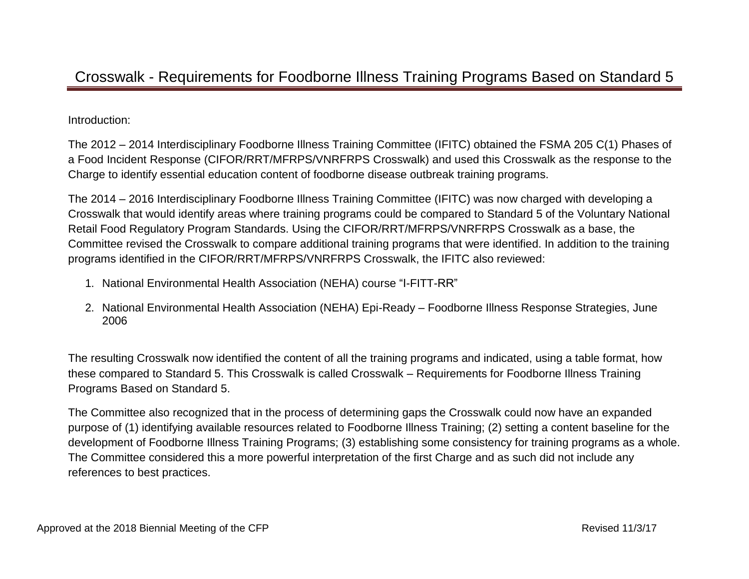# Crosswalk - Requirements for Foodborne Illness Training Programs Based on Standard 5

Introduction:

The 2012 – 2014 Interdisciplinary Foodborne Illness Training Committee (IFITC) obtained the FSMA 205 C(1) Phases of a Food Incident Response (CIFOR/RRT/MFRPS/VNRFRPS Crosswalk) and used this Crosswalk as the response to the Charge to identify essential education content of foodborne disease outbreak training programs.

The 2014 – 2016 Interdisciplinary Foodborne Illness Training Committee (IFITC) was now charged with developing a Crosswalk that would identify areas where training programs could be compared to Standard 5 of the Voluntary National Retail Food Regulatory Program Standards. Using the CIFOR/RRT/MFRPS/VNRFRPS Crosswalk as a base, the Committee revised the Crosswalk to compare additional training programs that were identified. In addition to the training programs identified in the CIFOR/RRT/MFRPS/VNRFRPS Crosswalk, the IFITC also reviewed:

1. National Environmental Health Association (NEHA) course "I-FITT-RR"
2. National Environmental Health Association (NEHA) Epi-Ready – Foodborne Illness Response Strategies, June 2006

The resulting Crosswalk now identified the content of all the training programs and indicated, using a table format, how these compared to Standard 5. This Crosswalk is called Crosswalk – Requirements for Foodborne Illness Training Programs Based on Standard 5.

The Committee also recognized that in the process of determining gaps the Crosswalk could now have an expanded purpose of (1) identifying available resources related to Foodborne Illness Training; (2) setting a content baseline for the development of Foodborne Illness Training Programs; (3) establishing some consistency for training programs as a whole. The Committee considered this a more powerful interpretation of the first Charge and as such did not include any references to best practices.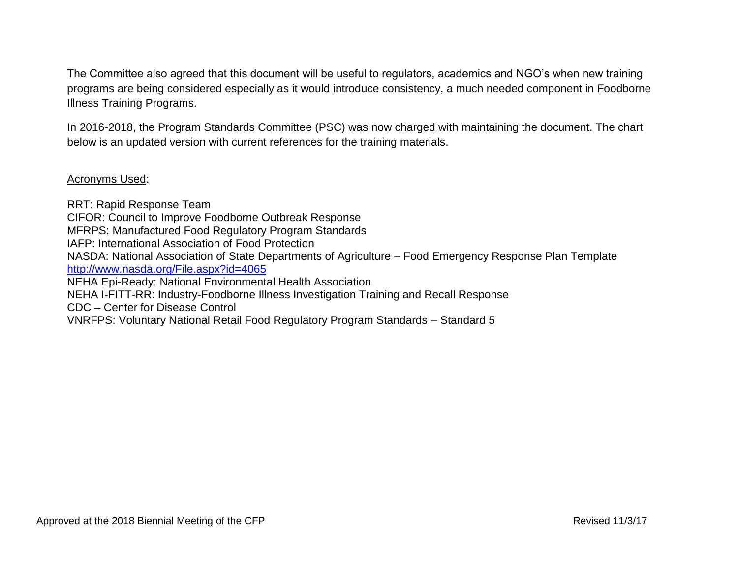The Committee also agreed that this document will be useful to regulators, academics and NGO's when new training programs are being considered especially as it would introduce consistency, a much needed component in Foodborne Illness Training Programs.

In 2016-2018, the Program Standards Committee (PSC) was now charged with maintaining the document. The chart below is an updated version with current references for the training materials.

Acronyms Used:

RRT: Rapid Response Team
CIFOR: Council to Improve Foodborne Outbreak Response
MFRPS: Manufactured Food Regulatory Program Standards
IAFP: International Association of Food Protection
NASDA: National Association of State Departments of Agriculture – Food Emergency Response Plan Template
http://www.nasda.org/File.aspx?id=4065
NEHA Epi-Ready: National Environmental Health Association
NEHA I-FITT-RR: Industry-Foodborne Illness Investigation Training and Recall Response
CDC – Center for Disease Control
VNRFPS: Voluntary National Retail Food Regulatory Program Standards – Standard 5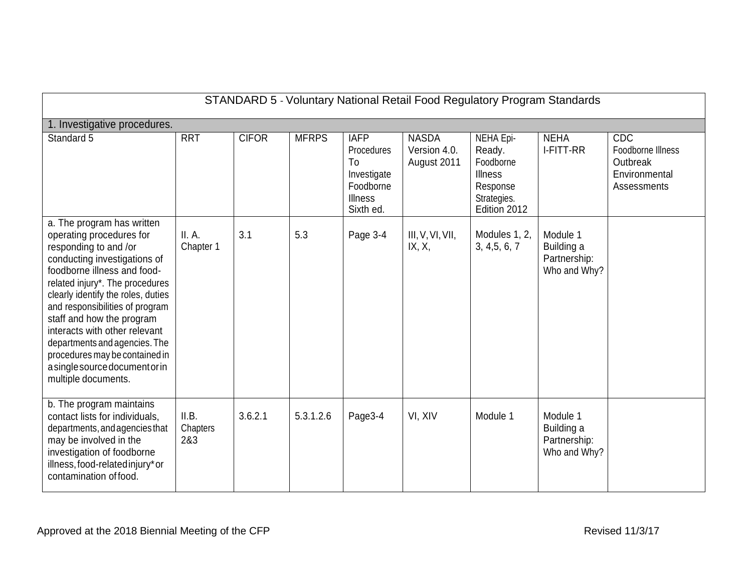| STANDARD 5 - Voluntary National Retail Food Regulatory Program Standards | | | | | | | | |
|---|---|---|---|---|---|---|---|---|
| 1. Investigative procedures. | | | | | | | | |
| Standard 5 | RRT | CIFOR | MFRPS | IAFP Procedures To Investigate Foodborne Illness Sixth ed. | NASDA Version 4.0. August 2011 | NEHA Epi-Ready. Foodborne Illness Response Strategies. Edition 2012 | NEHA I-FITT-RR | CDC Foodborne Illness Outbreak Environmental Assessments |
| a. The program has written operating procedures for responding to and /or conducting investigations of foodborne illness and food-related injury*. The procedures clearly identify the roles, duties and responsibilities of program staff and how the program interacts with other relevant departments and agencies. The procedures may be contained in a single source document or in multiple documents. | II. A. Chapter 1 | 3.1 | 5.3 | Page 3-4 | III, V, VI, VII, IX, X, | Modules 1, 2, 3, 4,5, 6, 7 | Module 1 Building a Partnership: Who and Why? | |
| b. The program maintains contact lists for individuals, departments, and agencies that may be involved in the investigation of foodborne illness, food-related injury* or contamination of food. | II.B. Chapters 2&3 | 3.6.2.1 | 5.3.1.2.6 | Page3-4 | VI, XIV | Module 1 | Module 1 Building a Partnership: Who and Why? | |

Approved at the 2018 Biennial Meeting of the CFP

Revised 11/3/17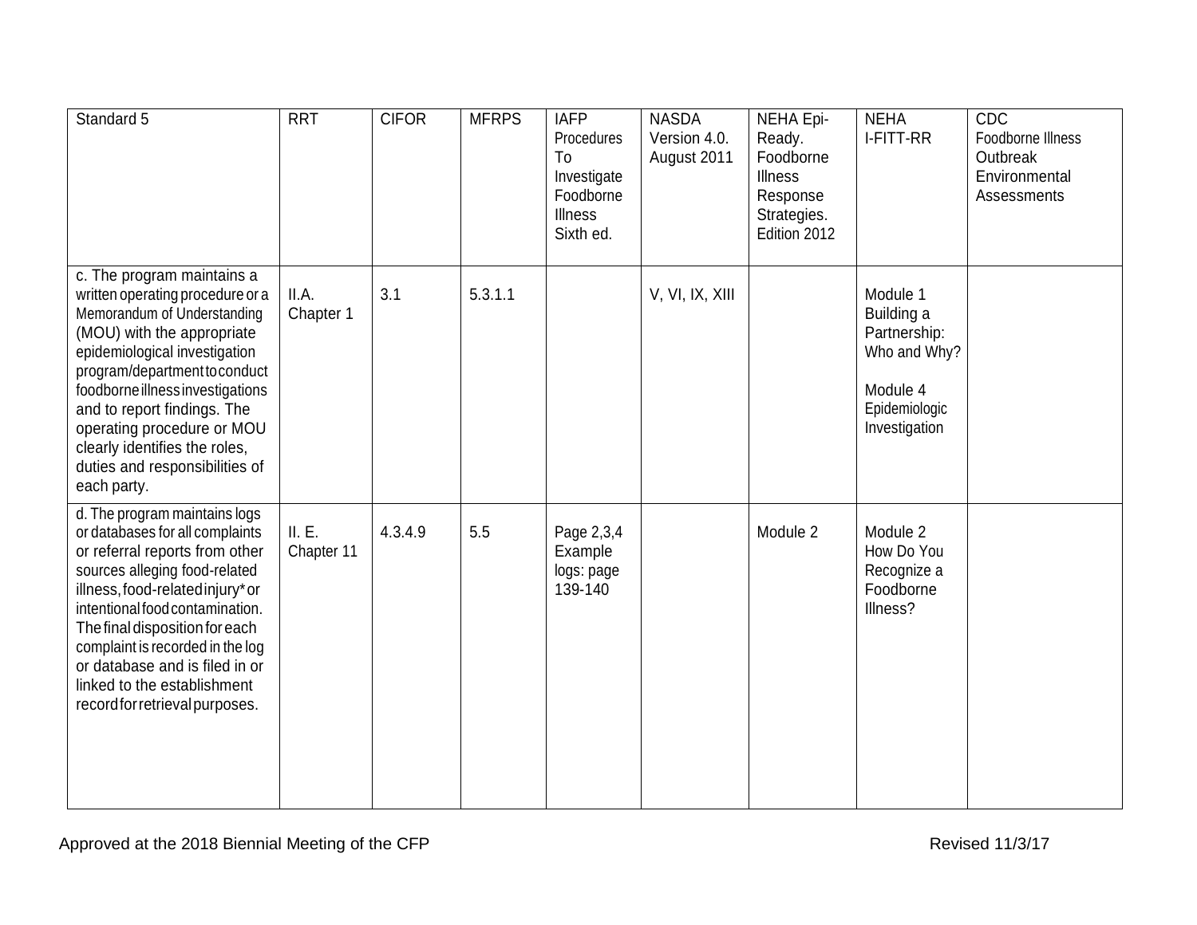| Standard 5 | RRT | CIFOR | MFRPS | IAFP Procedures To Investigate Foodborne Illness Sixth ed. | NASDA Version 4.0. August 2011 | NEHA Epi-Ready. Foodborne Illness Response Strategies. Edition 2012 | NEHA I-FITT-RR | CDC Foodborne Illness Outbreak Environmental Assessments |
|---|---|---|---|---|---|---|---|---|
| c. The program maintains a written operating procedure or a Memorandum of Understanding (MOU) with the appropriate epidemiological investigation program/department to conduct foodborne illness investigations and to report findings. The operating procedure or MOU clearly identifies the roles, duties and responsibilities of each party. | II.A. Chapter 1 | 3.1 | 5.3.1.1 | | V, VI, IX, XIII | | Module 1 Building a Partnership: Who and Why?<br><br>Module 4 Epidemiologic Investigation | |
| d. The program maintains logs or databases for all complaints or referral reports from other sources alleging food-related illness, food-related injury* or intentional food contamination. The final disposition for each complaint is recorded in the log or database and is filed in or linked to the establishment record for retrieval purposes. | II. E. Chapter 11 | 4.3.4.9 | 5.5 | Page 2,3,4 Example logs: page 139-140 | | Module 2 | Module 2 How Do You Recognize a Foodborne Illness? | |

Approved at the 2018 Biennial Meeting of the CFP

Revised 11/3/17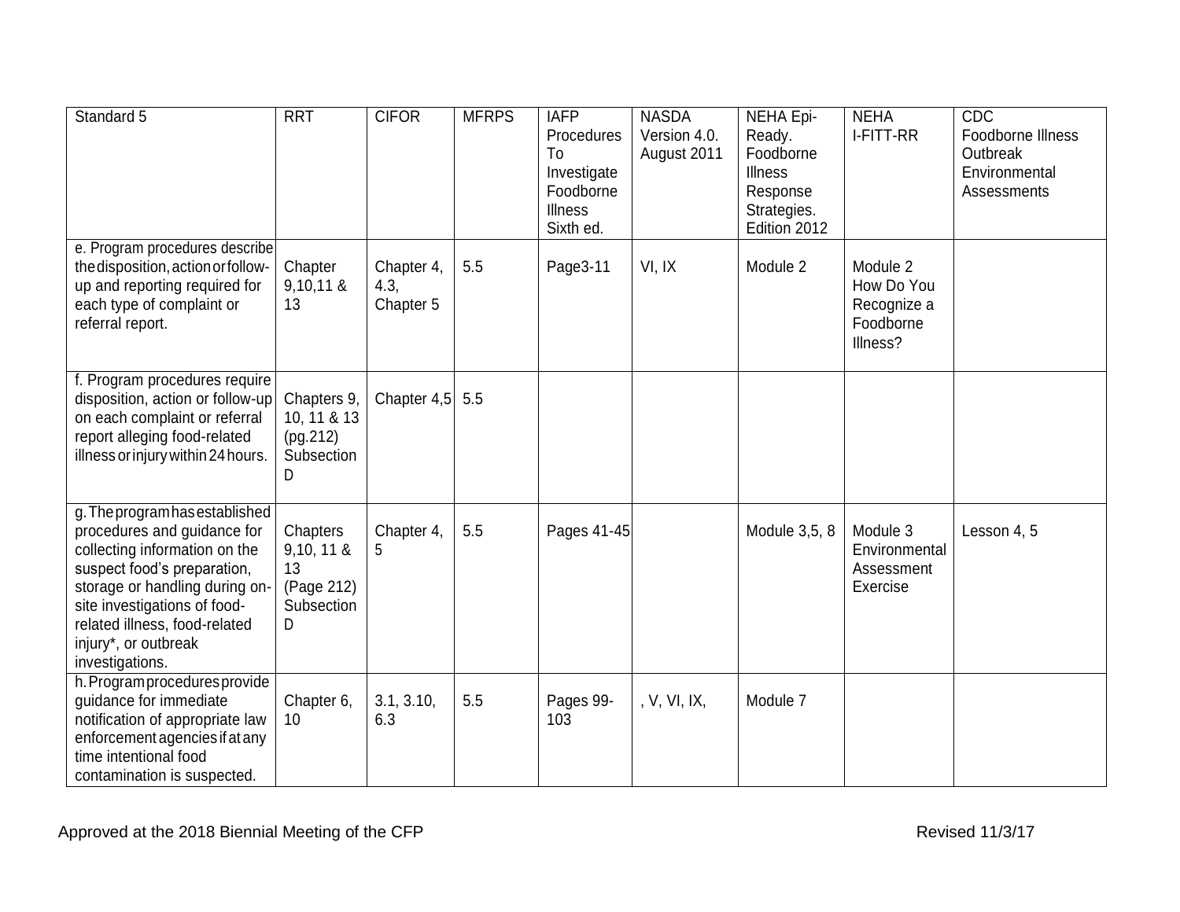| Standard 5 | RRT | CIFOR | MFRPS | IAFP Procedures To Investigate Foodborne Illness Sixth ed. | NASDA Version 4.0. August 2011 | NEHA Epi-Ready. Foodborne Illness Response Strategies. Edition 2012 | NEHA I-FITT-RR | CDC Foodborne Illness Outbreak Environmental Assessments |
|---|---|---|---|---|---|---|---|---|
| e. Program procedures describe the disposition, action or follow-up and reporting required for each type of complaint or referral report. | Chapter 9,10,11 & 13 | Chapter 4, 4.3, Chapter 5 | 5.5 | Page3-11 | VI, IX | Module 2 | Module 2 How Do You Recognize a Foodborne Illness? | |
| f. Program procedures require disposition, action or follow-up on each complaint or referral report alleging food-related illness or injury within 24 hours. | Chapters 9, 10, 11 & 13 (pg.212) Subsection D | Chapter 4,5 | 5.5 | | | | | |
| g. The program has established procedures and guidance for collecting information on the suspect food's preparation, storage or handling during on-site investigations of food-related illness, food-related injury*, or outbreak investigations. | Chapters 9,10, 11 & 13 (Page 212) Subsection D | Chapter 4, 5 | 5.5 | Pages 41-45 | | Module 3,5, 8 | Module 3 Environmental Assessment Exercise | Lesson 4, 5 |
| h. Program procedures provide guidance for immediate notification of appropriate law enforcement agencies if at any time intentional food contamination is suspected. | Chapter 6, 10 | 3.1, 3.10, 6.3 | 5.5 | Pages 99-103 | , V, VI, IX, | Module 7 | | |

Approved at the 2018 Biennial Meeting of the CFP

Revised 11/3/17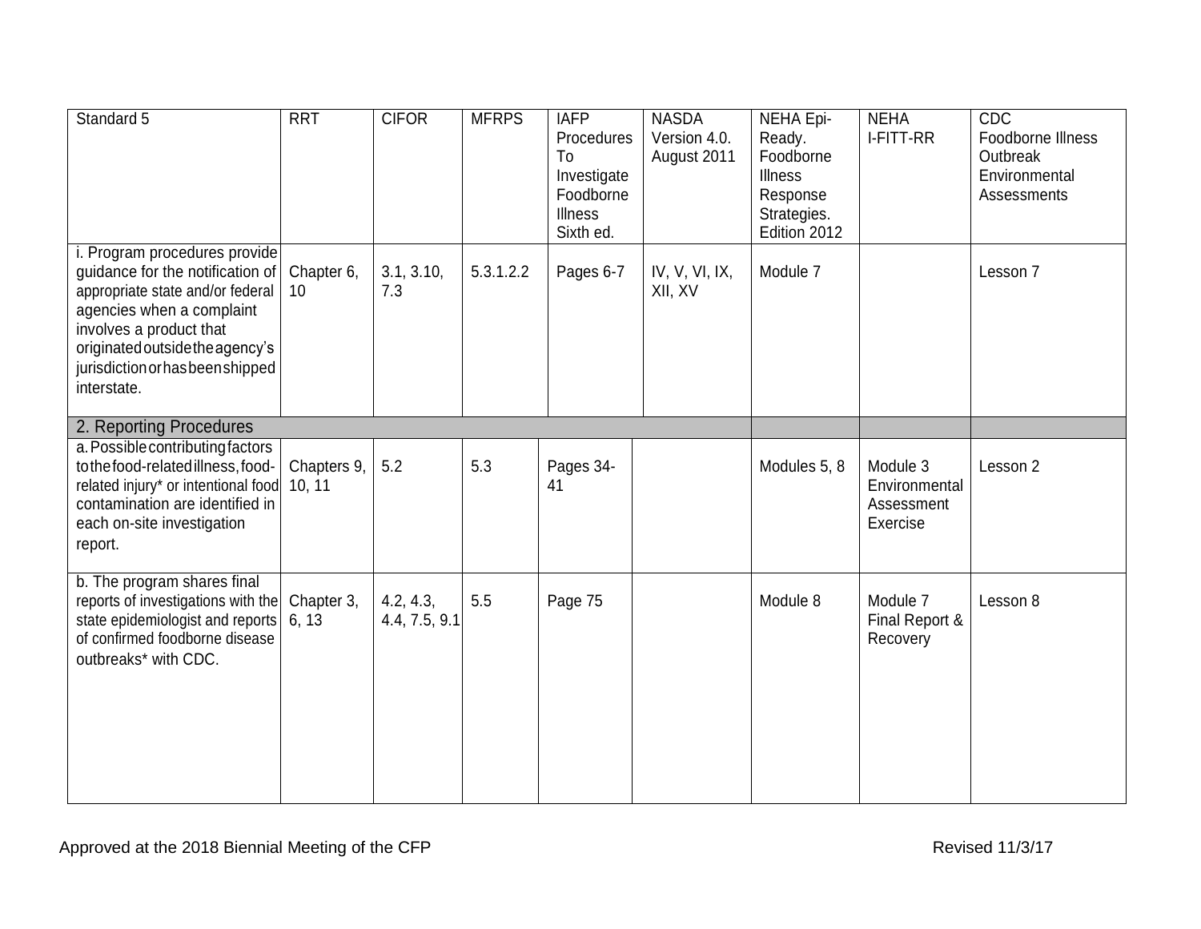| Standard 5 | RRT | CIFOR | MFRPS | IAFP Procedures To Investigate Foodborne Illness Sixth ed. | NASDA Version 4.0. August 2011 | NEHA Epi-Ready. Foodborne Illness Response Strategies. Edition 2012 | NEHA I-FITT-RR | CDC Foodborne Illness Outbreak Environmental Assessments |
|---|---|---|---|---|---|---|---|---|
| i. Program procedures provide guidance for the notification of appropriate state and/or federal agencies when a complaint involves a product that originated outside the agency's jurisdiction or has been shipped interstate. | Chapter 6, 10 | 3.1, 3.10, 7.3 | 5.3.1.2.2 | Pages 6-7 | IV, V, VI, IX, XII, XV | Module 7 | | Lesson 7 |
| 2. Reporting Procedures | | | | | | | | |
| a. Possible contributing factors to the food-related illness, food-related injury* or intentional food contamination are identified in each on-site investigation report. | Chapters 9, 10, 11 | 5.2 | 5.3 | Pages 34-41 | | Modules 5, 8 | Module 3 Environmental Assessment Exercise | Lesson 2 |
| b. The program shares final reports of investigations with the state epidemiologist and reports of confirmed foodborne disease outbreaks* with CDC. | Chapter 3, 6, 13 | 4.2, 4.3, 4.4, 7.5, 9.1 | 5.5 | Page 75 | | Module 8 | Module 7 Final Report & Recovery | Lesson 8 |

Approved at the 2018 Biennial Meeting of the CFP

Revised 11/3/17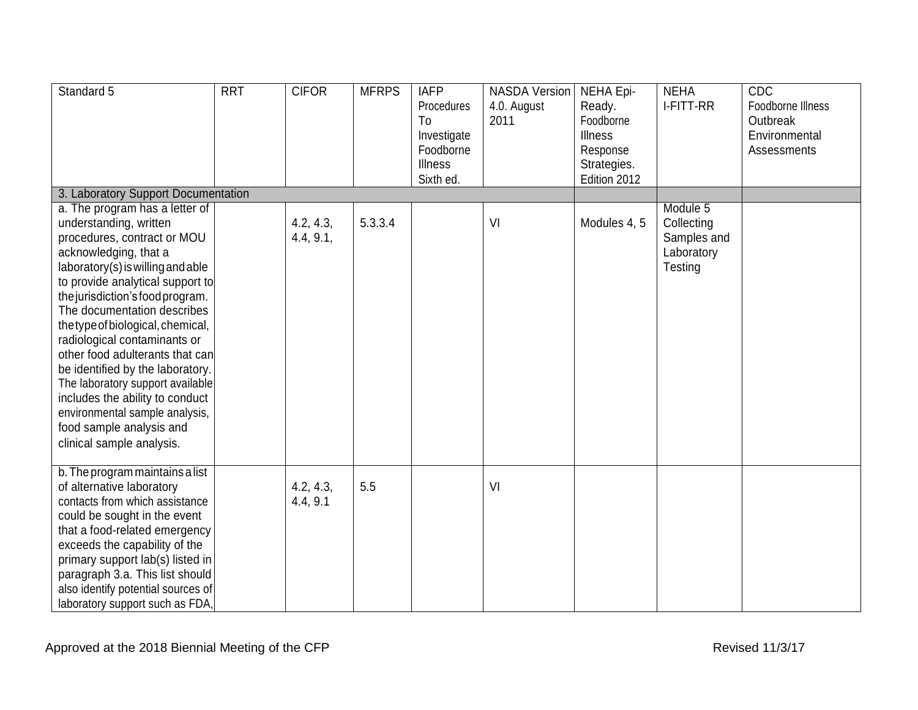| Standard 5 | RRT | CIFOR | MFRPS | IAFP Procedures To Investigate Foodborne Illness Sixth ed. | NASDA Version 4.0. August 2011 | NEHA Epi-Ready. Foodborne Illness Response Strategies. Edition 2012 | NEHA I-FITT-RR | CDC Foodborne Illness Outbreak Environmental Assessments |
|---|---|---|---|---|---|---|---|---|
| 3. Laboratory Support Documentation | | | | | | | | |
| a. The program has a letter of understanding, written procedures, contract or MOU acknowledging, that a laboratory(s) is willing and able to provide analytical support to the jurisdiction's food program. The documentation describes the type of biological, chemical, radiological contaminants or other food adulterants that can be identified by the laboratory. The laboratory support available includes the ability to conduct environmental sample analysis, food sample analysis and clinical sample analysis. | | 4.2, 4.3, 4.4, 9.1, | 5.3.3.4 | | VI | Modules 4, 5 | Module 5 Collecting Samples and Laboratory Testing | |
| b. The program maintains a list of alternative laboratory contacts from which assistance could be sought in the event that a food-related emergency exceeds the capability of the primary support lab(s) listed in paragraph 3.a. This list should also identify potential sources of laboratory support such as FDA, | | 4.2, 4.3, 4.4, 9.1 | 5.5 | | VI | | | |

Approved at the 2018 Biennial Meeting of the CFP Revised 11/3/17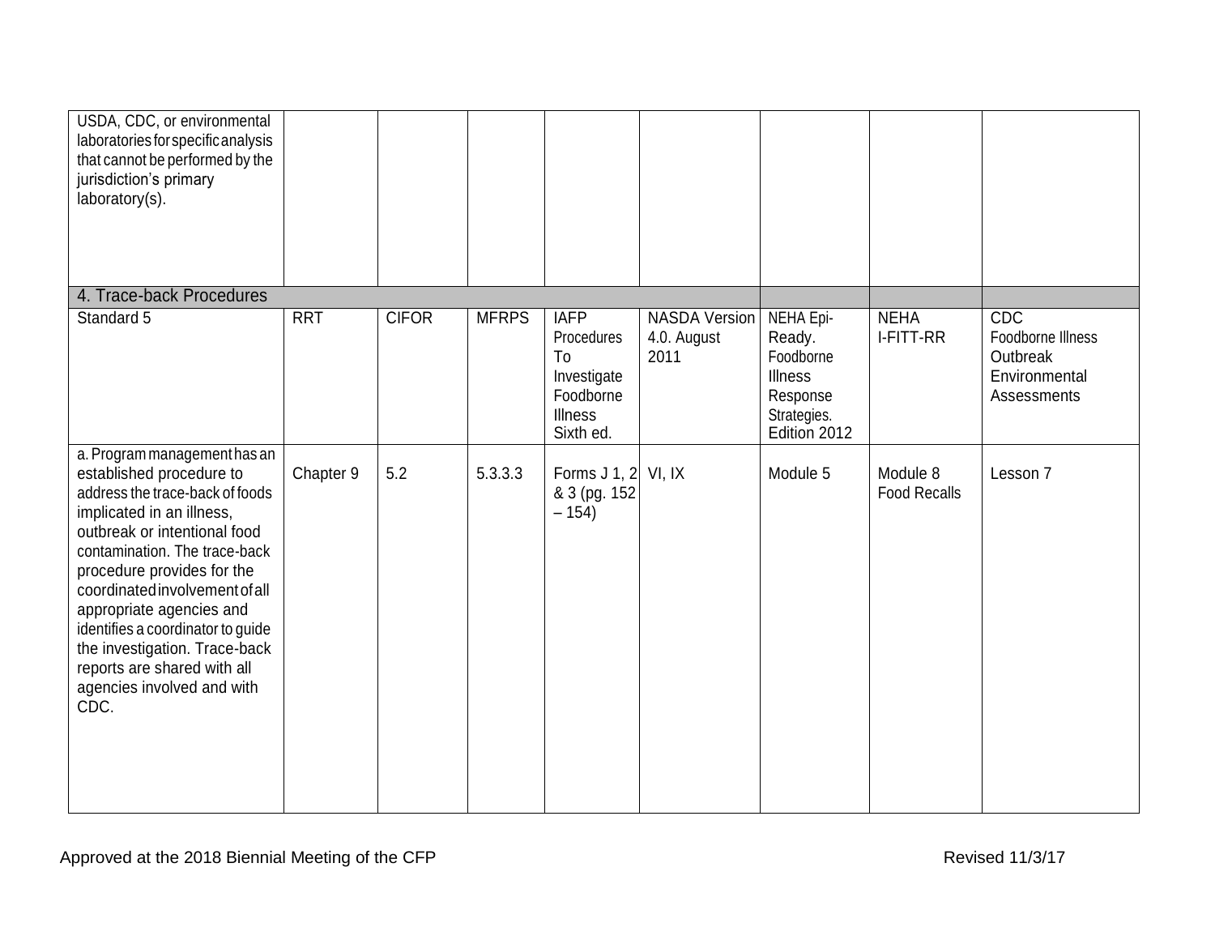| | | | | | | | | |
|---|---|---|---|---|---|---|---|---|
| USDA, CDC, or environmental laboratories for specific analysis that cannot be performed by the jurisdiction's primary laboratory(s). | | | | | | | | |
| 4. Trace-back Procedures | | | | | | | | |
| Standard 5 | RRT | CIFOR | MFRPS | IAFP Procedures To Investigate Foodborne Illness Sixth ed. | NASDA Version 4.0. August 2011 | NEHA Epi-Ready. Foodborne Illness Response Strategies. Edition 2012 | NEHA I-FITT-RR | CDC Foodborne Illness Outbreak Environmental Assessments |
| a. Program management has an established procedure to address the trace-back of foods implicated in an illness, outbreak or intentional food contamination. The trace-back procedure provides for the coordinated involvement of all appropriate agencies and identifies a coordinator to guide the investigation. Trace-back reports are shared with all agencies involved and with CDC. | Chapter 9 | 5.2 | 5.3.3.3 | Forms J 1, 2 & 3 (pg. 152 – 154) | VI, IX | Module 5 | Module 8 Food Recalls | Lesson 7 |

Approved at the 2018 Biennial Meeting of the CFP

Revised 11/3/17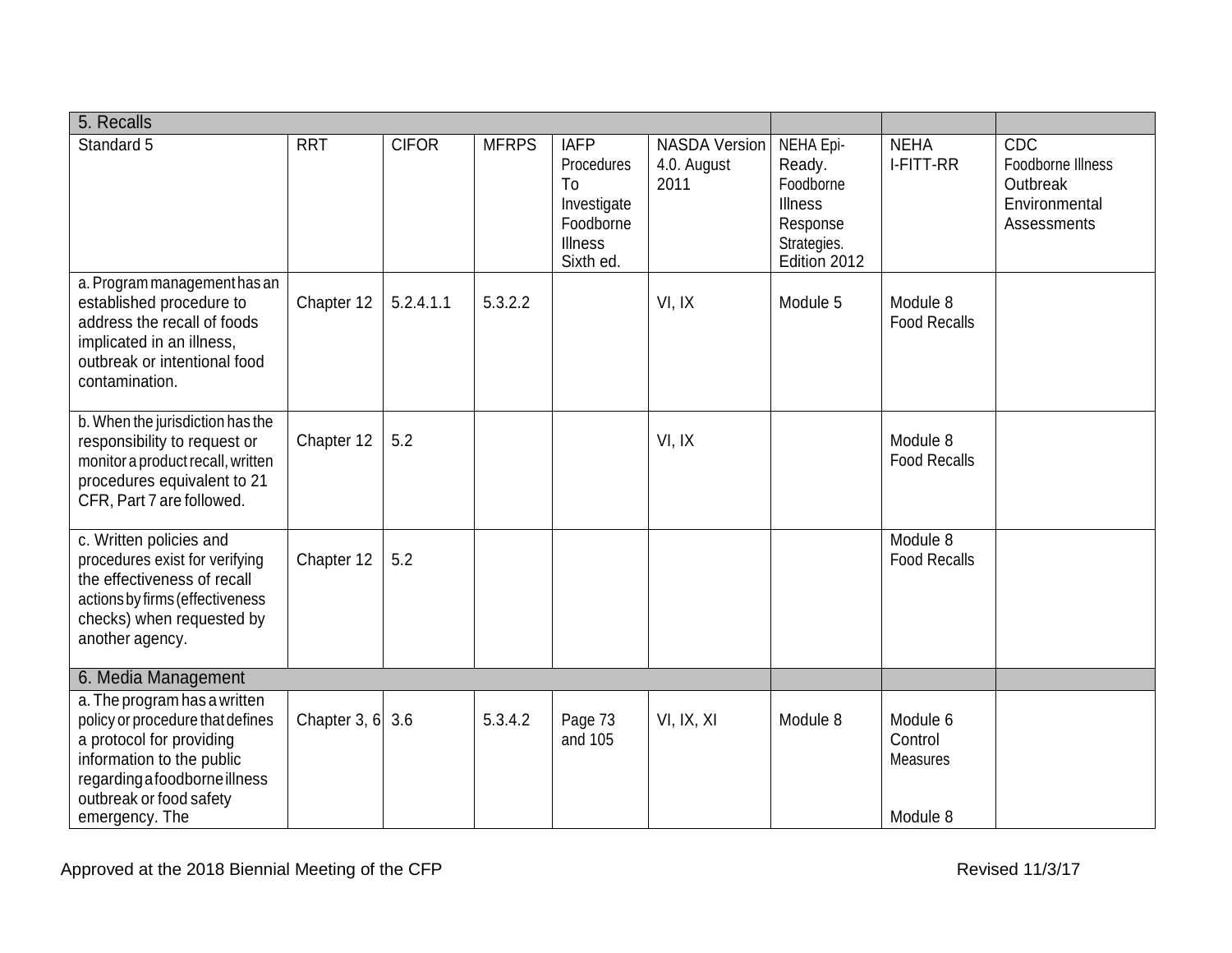| 5. Recalls | | | | | | | | |
|---|---|---|---|---|---|---|---|---|
| Standard 5 | RRT | CIFOR | MFRPS | IAFP Procedures To Investigate Foodborne Illness Sixth ed. | NASDA Version 4.0. August 2011 | NEHA Epi-Ready. Foodborne Illness Response Strategies. Edition 2012 | NEHA I-FITT-RR | CDC Foodborne Illness Outbreak Environmental Assessments |
| a. Program management has an established procedure to address the recall of foods implicated in an illness, outbreak or intentional food contamination. | Chapter 12 | 5.2.4.1.1 | 5.3.2.2 | | VI, IX | Module 5 | Module 8 Food Recalls | |
| b. When the jurisdiction has the responsibility to request or monitor a product recall, written procedures equivalent to 21 CFR, Part 7 are followed. | Chapter 12 | 5.2 | | | VI, IX | | Module 8 Food Recalls | |
| c. Written policies and procedures exist for verifying the effectiveness of recall actions by firms (effectiveness checks) when requested by another agency. | Chapter 12 | 5.2 | | | | | Module 8 Food Recalls | |
| 6. Media Management | | | | | | | | |
| a. The program has a written policy or procedure that defines a protocol for providing information to the public regarding a foodborne illness outbreak or food safety emergency. The | Chapter 3, 6 | 3.6 | 5.3.4.2 | Page 73 and 105 | VI, IX, XI | Module 8 | Module 6 Control Measures<br><br>Module 8 | |

Approved at the 2018 Biennial Meeting of the CFP

Revised 11/3/17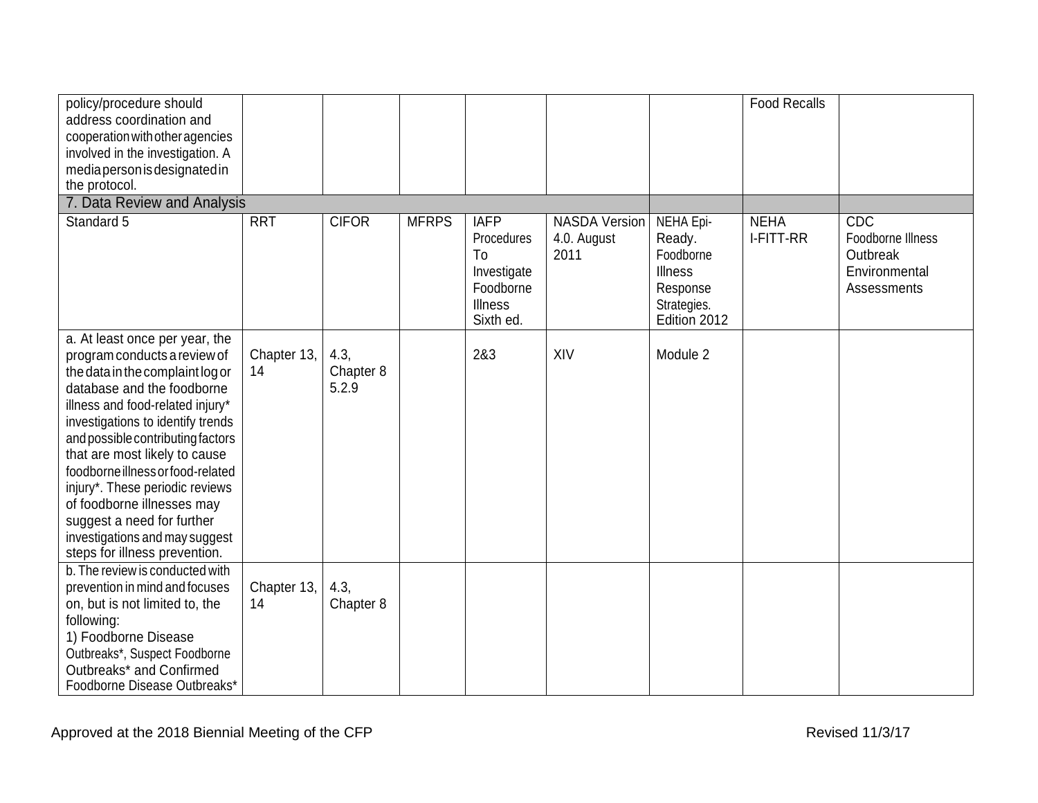| policy/procedure should address coordination and cooperation with other agencies involved in the investigation. A media person is designated in the protocol. | | | | | | | Food Recalls | |
|---|---|---|---|---|---|---|---|---|
| 7. Data Review and Analysis | | | | | | | | |
| Standard 5 | RRT | CIFOR | MFRPS | IAFP Procedures To Investigate Foodborne Illness Sixth ed. | NASDA Version 4.0. August 2011 | NEHA Epi-Ready. Foodborne Illness Response Strategies. Edition 2012 | NEHA I-FITT-RR | CDC Foodborne Illness Outbreak Environmental Assessments |
| a. At least once per year, the program conducts a review of the data in the complaint log or database and the foodborne illness and food-related injury* investigations to identify trends and possible contributing factors that are most likely to cause foodborne illness or food-related injury*. These periodic reviews of foodborne illnesses may suggest a need for further investigations and may suggest steps for illness prevention. | Chapter 13, 14 | 4.3, Chapter 8 5.2.9 | | 2&3 | XIV | Module 2 | | |
| b. The review is conducted with prevention in mind and focuses on, but is not limited to, the following:<br>1) Foodborne Disease Outbreaks*, Suspect Foodborne Outbreaks* and Confirmed Foodborne Disease Outbreaks* | Chapter 13, 14 | 4.3, Chapter 8 | | | | | | |

Approved at the 2018 Biennial Meeting of the CFP

Revised 11/3/17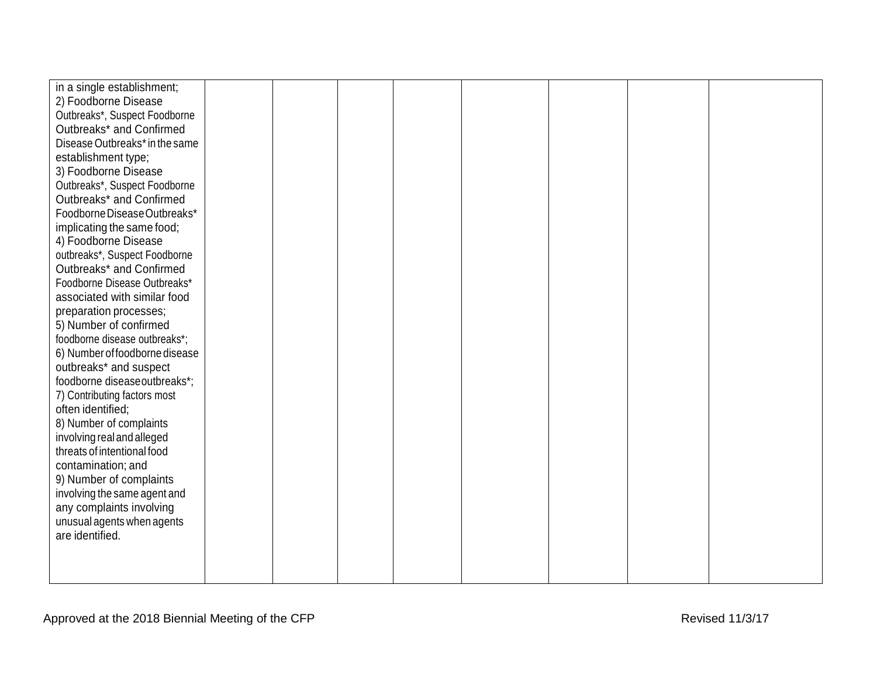| | | | | | | | | |
|---|---|---|---|---|---|---|---|---|
| in a single establishment;<br>2) Foodborne Disease Outbreaks*, Suspect Foodborne Outbreaks* and Confirmed Disease Outbreaks* in the same establishment type;<br>3) Foodborne Disease Outbreaks*, Suspect Foodborne Outbreaks* and Confirmed Foodborne Disease Outbreaks* implicating the same food;<br>4) Foodborne Disease outbreaks*, Suspect Foodborne Outbreaks* and Confirmed Foodborne Disease Outbreaks* associated with similar food preparation processes;<br>5) Number of confirmed foodborne disease outbreaks*;<br>6) Number of foodborne disease outbreaks* and suspect foodborne disease outbreaks*;<br>7) Contributing factors most often identified;<br>8) Number of complaints involving real and alleged threats of intentional food contamination; and<br>9) Number of complaints involving the same agent and any complaints involving unusual agents when agents are identified. | | | | | | | | |

Approved at the 2018 Biennial Meeting of the CFP Revised 11/3/17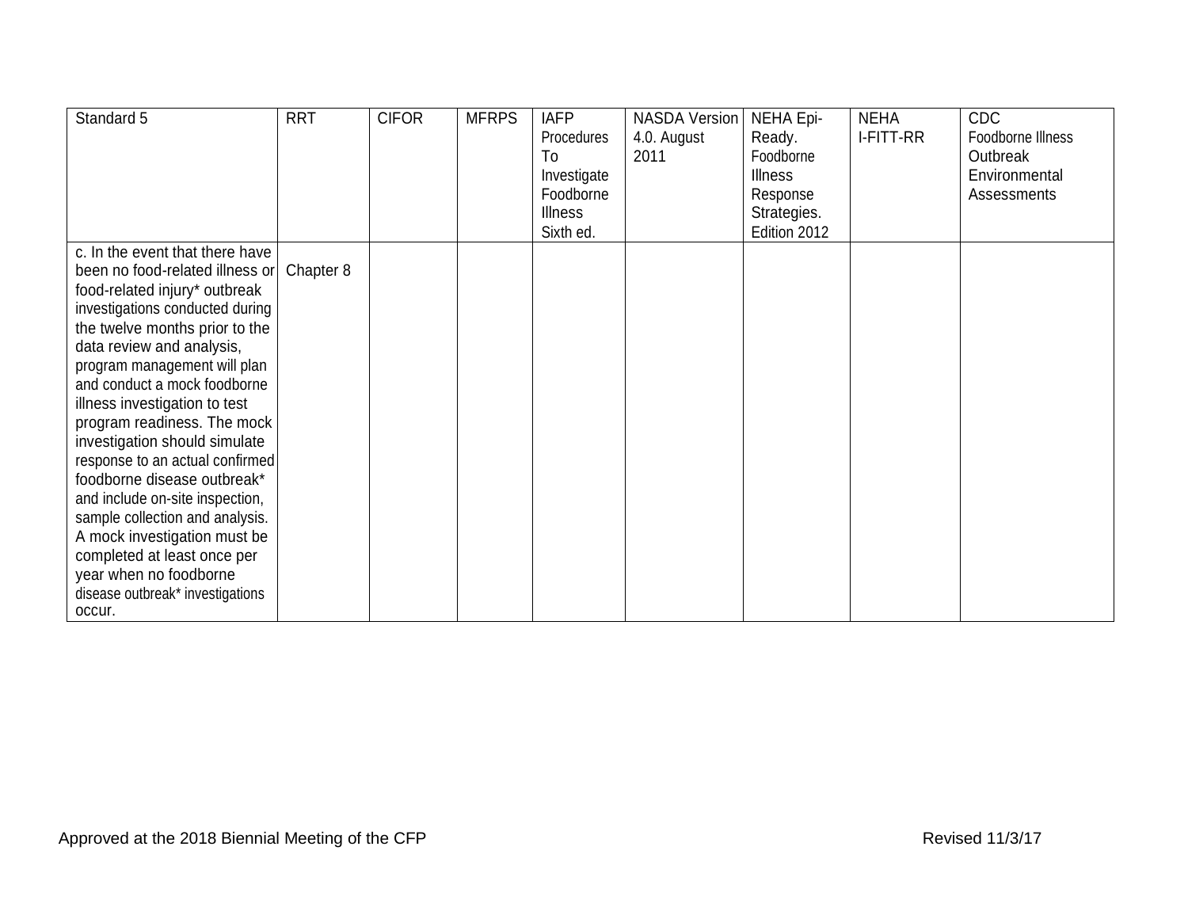| Standard 5 | RRT | CIFOR | MFRPS | IAFP Procedures To Investigate Foodborne Illness Sixth ed. | NASDA Version 4.0. August 2011 | NEHA Epi-Ready. Foodborne Illness Response Strategies. Edition 2012 | NEHA I-FITT-RR | CDC Foodborne Illness Outbreak Environmental Assessments |
|---|---|---|---|---|---|---|---|---|
| c. In the event that there have been no food-related illness or food-related injury* outbreak investigations conducted during the twelve months prior to the data review and analysis, program management will plan and conduct a mock foodborne illness investigation to test program readiness. The mock investigation should simulate response to an actual confirmed foodborne disease outbreak* and include on-site inspection, sample collection and analysis. A mock investigation must be completed at least once per year when no foodborne disease outbreak* investigations occur. | Chapter 8 | | | | | | | |

Approved at the 2018 Biennial Meeting of the CFP

Revised 11/3/17